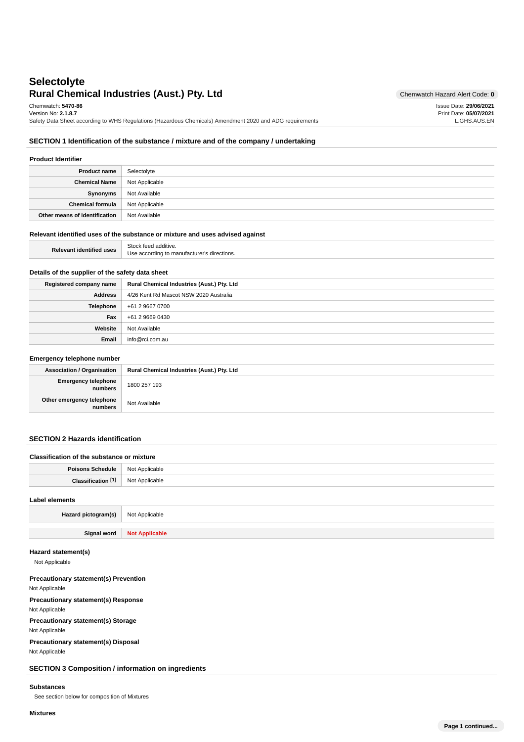# Selectolyte
## Rural Chemical Industries (Aust.) Pty. Ltd

Chemwatch Hazard Alert Code: **0**

Chemwatch: **5470-86**
Version No: **2.1.8.7**
Safety Data Sheet according to WHS Regulations (Hazardous Chemicals) Amendment 2020 and ADG requirements

Issue Date: **29/06/2021**
Print Date: **05/07/2021**
L.GHS.AUS.EN

## SECTION 1 Identification of the substance / mixture and of the company / undertaking

### Product Identifier

| | |
|---|---|
| **Product name** | Selectolyte |
| **Chemical Name** | Not Applicable |
| **Synonyms** | Not Available |
| **Chemical formula** | Not Applicable |
| **Other means of identification** | Not Available |

### Relevant identified uses of the substance or mixture and uses advised against

| | |
|---|---|
| **Relevant identified uses** | Stock feed additive.<br>Use according to manufacturer's directions. |

### Details of the supplier of the safety data sheet

| | |
|---|---|
| **Registered company name** | **Rural Chemical Industries (Aust.) Pty. Ltd** |
| **Address** | 4/26 Kent Rd Mascot NSW 2020 Australia |
| **Telephone** | +61 2 9667 0700 |
| **Fax** | +61 2 9669 0430 |
| **Website** | Not Available |
| **Email** | info@rci.com.au |

### Emergency telephone number

| | |
|---|---|
| **Association / Organisation** | **Rural Chemical Industries (Aust.) Pty. Ltd** |
| **Emergency telephone numbers** | 1800 257 193 |
| **Other emergency telephone numbers** | Not Available |

## SECTION 2 Hazards identification

### Classification of the substance or mixture

| | |
|---|---|
| **Poisons Schedule** | Not Applicable |
| **Classification [1]** | Not Applicable |

### Label elements

| | |
|---|---|
| **Hazard pictogram(s)** | Not Applicable |
| **Signal word** | **Not Applicable** |

### Hazard statement(s)

Not Applicable

### Precautionary statement(s) Prevention

Not Applicable

### Precautionary statement(s) Response

Not Applicable

### Precautionary statement(s) Storage

Not Applicable

### Precautionary statement(s) Disposal

Not Applicable

## SECTION 3 Composition / information on ingredients

### Substances

See section below for composition of Mixtures

### Mixtures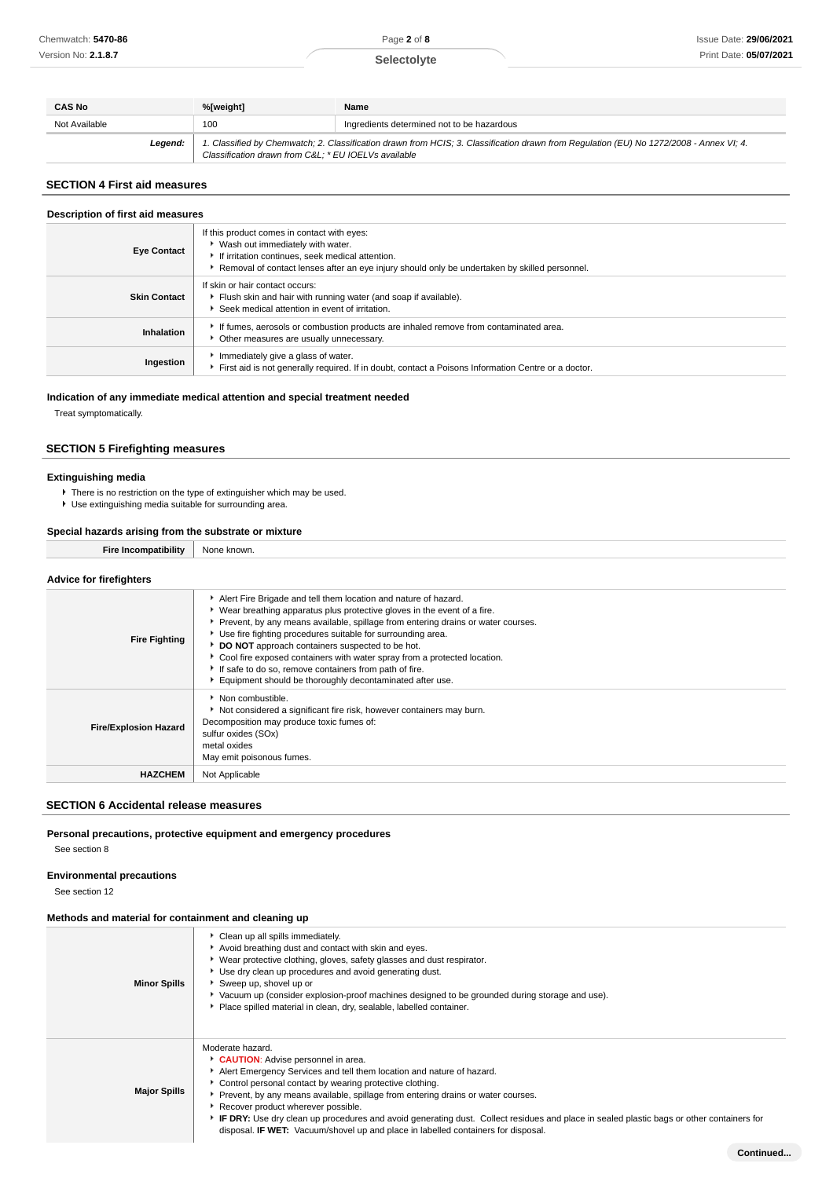| CAS No | %[weight] | Name |
| --- | --- | --- |
| Not Available | 100 | Ingredients determined not to be hazardous |
| **Legend:** | *1. Classified by Chemwatch; 2. Classification drawn from HCIS; 3. Classification drawn from Regulation (EU) No 1272/2008 - Annex VI; 4. Classification drawn from C&L; * EU IOELVs available* | |

## SECTION 4 First aid measures

### Description of first aid measures

| | |
| --- | --- |
| **Eye Contact** | If this product comes in contact with eyes:<br>▸ Wash out immediately with water.<br>▸ If irritation continues, seek medical attention.<br>▸ Removal of contact lenses after an eye injury should only be undertaken by skilled personnel. |
| **Skin Contact** | If skin or hair contact occurs:<br>▸ Flush skin and hair with running water (and soap if available).<br>▸ Seek medical attention in event of irritation. |
| **Inhalation** | ▸ If fumes, aerosols or combustion products are inhaled remove from contaminated area.<br>▸ Other measures are usually unnecessary. |
| **Ingestion** | ▸ Immediately give a glass of water.<br>▸ First aid is not generally required. If in doubt, contact a Poisons Information Centre or a doctor. |

### Indication of any immediate medical attention and special treatment needed

Treat symptomatically.

## SECTION 5 Firefighting measures

### Extinguishing media

- There is no restriction on the type of extinguisher which may be used.
- Use extinguishing media suitable for surrounding area.

### Special hazards arising from the substrate or mixture

| | |
| --- | --- |
| **Fire Incompatibility** | None known. |

### Advice for firefighters

| | |
| --- | --- |
| **Fire Fighting** | ▸ Alert Fire Brigade and tell them location and nature of hazard.<br>▸ Wear breathing apparatus plus protective gloves in the event of a fire.<br>▸ Prevent, by any means available, spillage from entering drains or water courses.<br>▸ Use fire fighting procedures suitable for surrounding area.<br>▸ **DO NOT** approach containers suspected to be hot.<br>▸ Cool fire exposed containers with water spray from a protected location.<br>▸ If safe to do so, remove containers from path of fire.<br>▸ Equipment should be thoroughly decontaminated after use. |
| **Fire/Explosion Hazard** | ▸ Non combustible.<br>▸ Not considered a significant fire risk, however containers may burn.<br>Decomposition may produce toxic fumes of:<br>sulfur oxides (SOx)<br>metal oxides<br>May emit poisonous fumes. |
| **HAZCHEM** | Not Applicable |

## SECTION 6 Accidental release measures

### Personal precautions, protective equipment and emergency procedures

See section 8

### Environmental precautions

See section 12

### Methods and material for containment and cleaning up

| | |
| --- | --- |
| **Minor Spills** | ▸ Clean up all spills immediately.<br>▸ Avoid breathing dust and contact with skin and eyes.<br>▸ Wear protective clothing, gloves, safety glasses and dust respirator.<br>▸ Use dry clean up procedures and avoid generating dust.<br>▸ Sweep up, shovel up or<br>▸ Vacuum up (consider explosion-proof machines designed to be grounded during storage and use).<br>▸ Place spilled material in clean, dry, sealable, labelled container. |
| **Major Spills** | Moderate hazard.<br>▸ **CAUTION**: Advise personnel in area.<br>▸ Alert Emergency Services and tell them location and nature of hazard.<br>▸ Control personal contact by wearing protective clothing.<br>▸ Prevent, by any means available, spillage from entering drains or water courses.<br>▸ Recover product wherever possible.<br>▸ **IF DRY:** Use dry clean up procedures and avoid generating dust. Collect residues and place in sealed plastic bags or other containers for disposal. **IF WET:** Vacuum/shovel up and place in labelled containers for disposal. |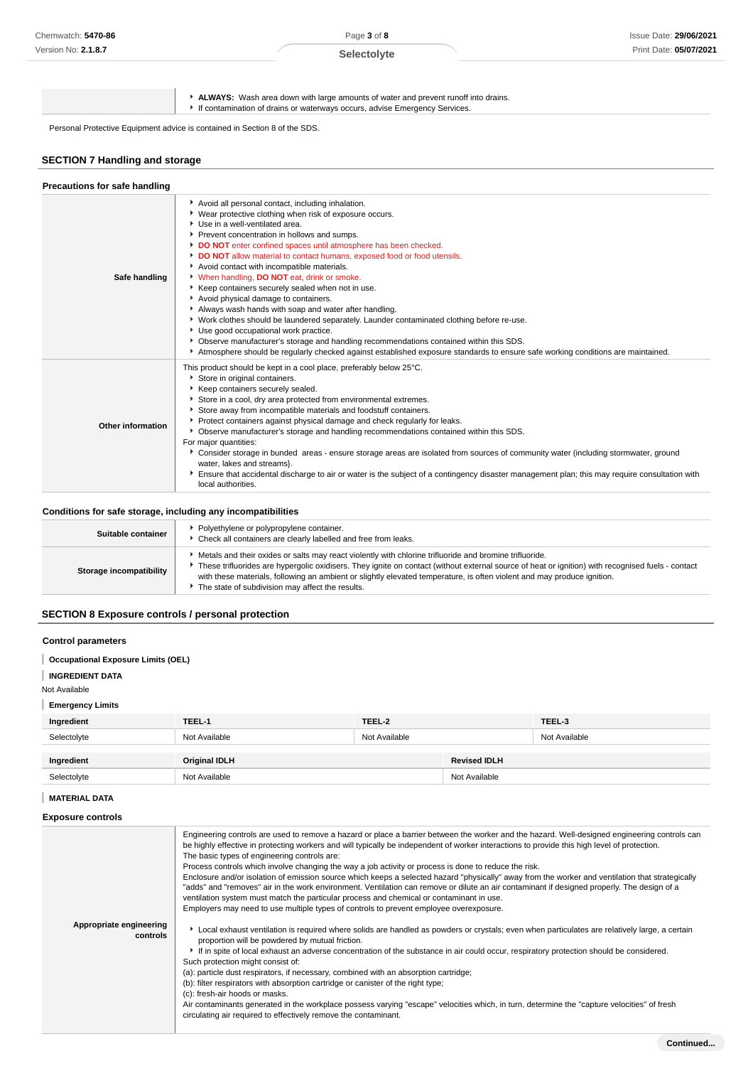| | |
|---|---|
| | ALWAYS: Wash area down with large amounts of water and prevent runoff into drains.<br>If contamination of drains or waterways occurs, advise Emergency Services. |

Personal Protective Equipment advice is contained in Section 8 of the SDS.

## SECTION 7 Handling and storage

### Precautions for safe handling

| | |
|---|---|
| **Safe handling** | Avoid all personal contact, including inhalation.<br>Wear protective clothing when risk of exposure occurs.<br>Use in a well-ventilated area.<br>Prevent concentration in hollows and sumps.<br>**DO NOT** enter confined spaces until atmosphere has been checked.<br>**DO NOT** allow material to contact humans, exposed food or food utensils.<br>Avoid contact with incompatible materials.<br>When handling, **DO NOT** eat, drink or smoke.<br>Keep containers securely sealed when not in use.<br>Avoid physical damage to containers.<br>Always wash hands with soap and water after handling.<br>Work clothes should be laundered separately. Launder contaminated clothing before re-use.<br>Use good occupational work practice.<br>Observe manufacturer's storage and handling recommendations contained within this SDS.<br>Atmosphere should be regularly checked against established exposure standards to ensure safe working conditions are maintained. |
| **Other information** | This product should be kept in a cool place, preferably below 25°C.<br>Store in original containers.<br>Keep containers securely sealed.<br>Store in a cool, dry area protected from environmental extremes.<br>Store away from incompatible materials and foodstuff containers.<br>Protect containers against physical damage and check regularly for leaks.<br>Observe manufacturer's storage and handling recommendations contained within this SDS.<br>For major quantities:<br>Consider storage in bunded areas - ensure storage areas are isolated from sources of community water (including stormwater, ground water, lakes and streams}.<br>Ensure that accidental discharge to air or water is the subject of a contingency disaster management plan; this may require consultation with local authorities. |

### Conditions for safe storage, including any incompatibilities

| | |
|---|---|
| **Suitable container** | Polyethylene or polypropylene container.<br>Check all containers are clearly labelled and free from leaks. |
| **Storage incompatibility** | Metals and their oxides or salts may react violently with chlorine trifluoride and bromine trifluoride.<br>These trifluorides are hypergolic oxidisers. They ignite on contact (without external source of heat or ignition) with recognised fuels - contact with these materials, following an ambient or slightly elevated temperature, is often violent and may produce ignition.<br>The state of subdivision may affect the results. |

## SECTION 8 Exposure controls / personal protection

### Control parameters

**Occupational Exposure Limits (OEL)**

**INGREDIENT DATA**

Not Available

**Emergency Limits**

| Ingredient | TEEL-1 | TEEL-2 | TEEL-3 |
|---|---|---|---|
| Selectolyte | Not Available | Not Available | Not Available |

| Ingredient | Original IDLH | Revised IDLH |
|---|---|---|
| Selectolyte | Not Available | Not Available |

**MATERIAL DATA**

### Exposure controls

| | |
|---|---|
| **Appropriate engineering controls** | Engineering controls are used to remove a hazard or place a barrier between the worker and the hazard. Well-designed engineering controls can be highly effective in protecting workers and will typically be independent of worker interactions to provide this high level of protection.<br>The basic types of engineering controls are:<br>Process controls which involve changing the way a job activity or process is done to reduce the risk.<br>Enclosure and/or isolation of emission source which keeps a selected hazard "physically" away from the worker and ventilation that strategically "adds" and "removes" air in the work environment. Ventilation can remove or dilute an air contaminant if designed properly. The design of a ventilation system must match the particular process and chemical or contaminant in use.<br>Employers may need to use multiple types of controls to prevent employee overexposure.<br><br>Local exhaust ventilation is required where solids are handled as powders or crystals; even when particulates are relatively large, a certain proportion will be powdered by mutual friction.<br>If in spite of local exhaust an adverse concentration of the substance in air could occur, respiratory protection should be considered.<br>Such protection might consist of:<br>(a): particle dust respirators, if necessary, combined with an absorption cartridge;<br>(b): filter respirators with absorption cartridge or canister of the right type;<br>(c): fresh-air hoods or masks.<br>Air contaminants generated in the workplace possess varying "escape" velocities which, in turn, determine the "capture velocities" of fresh circulating air required to effectively remove the contaminant. |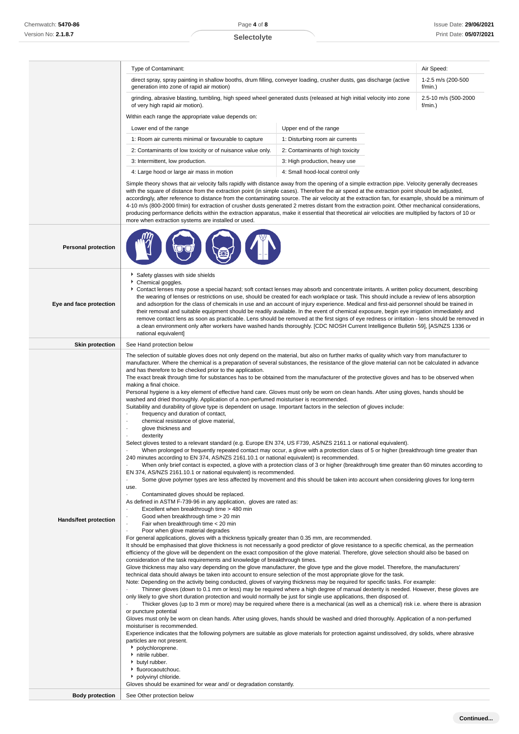| | |
|---|---|
| | Type of Contaminant: / Air Speed:<br>direct spray, spray painting in shallow booths, drum filling, conveyor loading, crusher dusts, gas discharge (active generation into zone of rapid air motion) — 1-2.5 m/s (200-500 f/min.)<br>grinding, abrasive blasting, tumbling, high speed wheel generated dusts (released at high initial velocity into zone of very high rapid air motion). — 2.5-10 m/s (500-2000 f/min.)<br>Within each range the appropriate value depends on:<br>Lower end of the range / Upper end of the range<br>1: Room air currents minimal or favourable to capture / 1: Disturbing room air currents<br>2: Contaminants of low toxicity or of nuisance value only. / 2: Contaminants of high toxicity<br>3: Intermittent, low production. / 3: High production, heavy use<br>4: Large hood or large air mass in motion / 4: Small hood-local control only<br>Simple theory shows that air velocity falls rapidly with distance away from the opening of a simple extraction pipe. Velocity generally decreases with the square of distance from the extraction point (in simple cases). Therefore the air speed at the extraction point should be adjusted, accordingly, after reference to distance from the contaminating source. The air velocity at the extraction fan, for example, should be a minimum of 4-10 m/s (800-2000 f/min) for extraction of crusher dusts generated 2 metres distant from the extraction point. Other mechanical considerations, producing performance deficits within the extraction apparatus, make it essential that theoretical air velocities are multiplied by factors of 10 or more when extraction systems are installed or used. |
| **Personal protection** | |
| **Eye and face protection** | ▸ Safety glasses with side shields<br>▸ Chemical goggles.<br>▸ Contact lenses may pose a special hazard; soft contact lenses may absorb and concentrate irritants. A written policy document, describing the wearing of lenses or restrictions on use, should be created for each workplace or task. This should include a review of lens absorption and adsorption for the class of chemicals in use and an account of injury experience. Medical and first-aid personnel should be trained in their removal and suitable equipment should be readily available. In the event of chemical exposure, begin eye irrigation immediately and remove contact lens as soon as practicable. Lens should be removed at the first signs of eye redness or irritation - lens should be removed in a clean environment only after workers have washed hands thoroughly. [CDC NIOSH Current Intelligence Bulletin 59], [AS/NZS 1336 or national equivalent] |
| **Skin protection** | See Hand protection below |
| **Hands/feet protection** | The selection of suitable gloves does not only depend on the material, but also on further marks of quality which vary from manufacturer to manufacturer. Where the chemical is a preparation of several substances, the resistance of the glove material can not be calculated in advance and has therefore to be checked prior to the application.<br>The exact break through time for substances has to be obtained from the manufacturer of the protective gloves and has to be observed when making a final choice.<br>Personal hygiene is a key element of effective hand care. Gloves must only be worn on clean hands. After using gloves, hands should be washed and dried thoroughly. Application of a non-perfumed moisturiser is recommended.<br>Suitability and durability of glove type is dependent on usage. Important factors in the selection of gloves include:<br>· frequency and duration of contact,<br>· chemical resistance of glove material,<br>· glove thickness and<br>· dexterity<br>Select gloves tested to a relevant standard (e.g. Europe EN 374, US F739, AS/NZS 2161.1 or national equivalent).<br>· When prolonged or frequently repeated contact may occur, a glove with a protection class of 5 or higher (breakthrough time greater than 240 minutes according to EN 374, AS/NZS 2161.10.1 or national equivalent) is recommended.<br>· When only brief contact is expected, a glove with a protection class of 3 or higher (breakthrough time greater than 60 minutes according to EN 374, AS/NZS 2161.10.1 or national equivalent) is recommended.<br>· Some glove polymer types are less affected by movement and this should be taken into account when considering gloves for long-term use.<br>· Contaminated gloves should be replaced.<br>As defined in ASTM F-739-96 in any application, gloves are rated as:<br>· Excellent when breakthrough time > 480 min<br>· Good when breakthrough time > 20 min<br>· Fair when breakthrough time < 20 min<br>· Poor when glove material degrades<br>For general applications, gloves with a thickness typically greater than 0.35 mm, are recommended.<br>It should be emphasised that glove thickness is not necessarily a good predictor of glove resistance to a specific chemical, as the permeation efficiency of the glove will be dependent on the exact composition of the glove material. Therefore, glove selection should also be based on consideration of the task requirements and knowledge of breakthrough times.<br>Glove thickness may also vary depending on the glove manufacturer, the glove type and the glove model. Therefore, the manufacturers' technical data should always be taken into account to ensure selection of the most appropriate glove for the task.<br>Note: Depending on the activity being conducted, gloves of varying thickness may be required for specific tasks. For example:<br>· Thinner gloves (down to 0.1 mm or less) may be required where a high degree of manual dexterity is needed. However, these gloves are only likely to give short duration protection and would normally be just for single use applications, then disposed of.<br>· Thicker gloves (up to 3 mm or more) may be required where there is a mechanical (as well as a chemical) risk i.e. where there is abrasion or puncture potential<br>Gloves must only be worn on clean hands. After using gloves, hands should be washed and dried thoroughly. Application of a non-perfumed moisturiser is recommended.<br>Experience indicates that the following polymers are suitable as glove materials for protection against undissolved, dry solids, where abrasive particles are not present.<br>▸ polychloroprene.<br>▸ nitrile rubber.<br>▸ butyl rubber.<br>▸ fluorocaoutchouc.<br>▸ polyvinyl chloride.<br>Gloves should be examined for wear and/ or degradation constantly. |
| **Body protection** | See Other protection below |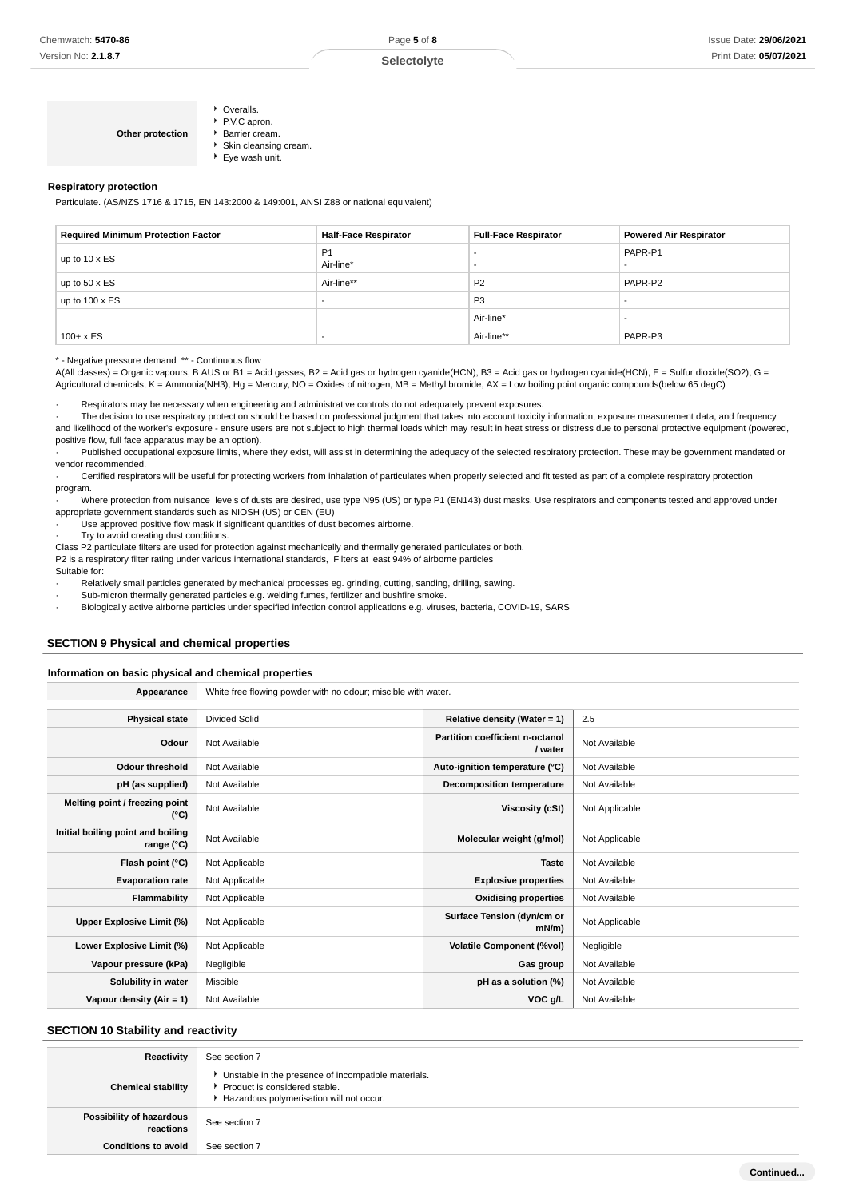| Other protection | ▸ Overalls.<br>▸ P.V.C apron.<br>▸ Barrier cream.<br>▸ Skin cleansing cream.<br>▸ Eye wash unit. |
|---|---|

### Respiratory protection

Particulate. (AS/NZS 1716 & 1715, EN 143:2000 & 149:001, ANSI Z88 or national equivalent)

| Required Minimum Protection Factor | Half-Face Respirator | Full-Face Respirator | Powered Air Respirator |
|---|---|---|---|
| up to 10 x ES | P1<br>Air-line* | -<br>- | PAPR-P1<br>- |
| up to 50 x ES | Air-line** | P2 | PAPR-P2 |
| up to 100 x ES | - | P3 | - |
| | | Air-line* | - |
| 100+ x ES | - | Air-line** | PAPR-P3 |

\* - Negative pressure demand ** - Continuous flow

A(All classes) = Organic vapours, B AUS or B1 = Acid gasses, B2 = Acid gas or hydrogen cyanide(HCN), B3 = Acid gas or hydrogen cyanide(HCN), E = Sulfur dioxide(SO2), G = Agricultural chemicals, K = Ammonia(NH3), Hg = Mercury, NO = Oxides of nitrogen, MB = Methyl bromide, AX = Low boiling point organic compounds(below 65 degC)

· Respirators may be necessary when engineering and administrative controls do not adequately prevent exposures.
· The decision to use respiratory protection should be based on professional judgment that takes into account toxicity information, exposure measurement data, and frequency and likelihood of the worker's exposure - ensure users are not subject to high thermal loads which may result in heat stress or distress due to personal protective equipment (powered, positive flow, full face apparatus may be an option).
· Published occupational exposure limits, where they exist, will assist in determining the adequacy of the selected respiratory protection. These may be government mandated or vendor recommended.
· Certified respirators will be useful for protecting workers from inhalation of particulates when properly selected and fit tested as part of a complete respiratory protection program.
· Where protection from nuisance levels of dusts are desired, use type N95 (US) or type P1 (EN143) dust masks. Use respirators and components tested and approved under appropriate government standards such as NIOSH (US) or CEN (EU)
· Use approved positive flow mask if significant quantities of dust becomes airborne.
· Try to avoid creating dust conditions.

Class P2 particulate filters are used for protection against mechanically and thermally generated particulates or both.
P2 is a respiratory filter rating under various international standards, Filters at least 94% of airborne particles
Suitable for:
· Relatively small particles generated by mechanical processes eg. grinding, cutting, sanding, drilling, sawing.
· Sub-micron thermally generated particles e.g. welding fumes, fertilizer and bushfire smoke.
· Biologically active airborne particles under specified infection control applications e.g. viruses, bacteria, COVID-19, SARS

## SECTION 9 Physical and chemical properties

### Information on basic physical and chemical properties

| Appearance | White free flowing powder with no odour; miscible with water. | | |
|---|---|---|---|
| **Physical state** | Divided Solid | **Relative density (Water = 1)** | 2.5 |
| **Odour** | Not Available | **Partition coefficient n-octanol / water** | Not Available |
| **Odour threshold** | Not Available | **Auto-ignition temperature (°C)** | Not Available |
| **pH (as supplied)** | Not Available | **Decomposition temperature** | Not Available |
| **Melting point / freezing point (°C)** | Not Available | **Viscosity (cSt)** | Not Applicable |
| **Initial boiling point and boiling range (°C)** | Not Available | **Molecular weight (g/mol)** | Not Applicable |
| **Flash point (°C)** | Not Applicable | **Taste** | Not Available |
| **Evaporation rate** | Not Applicable | **Explosive properties** | Not Available |
| **Flammability** | Not Applicable | **Oxidising properties** | Not Available |
| **Upper Explosive Limit (%)** | Not Applicable | **Surface Tension (dyn/cm or mN/m)** | Not Applicable |
| **Lower Explosive Limit (%)** | Not Applicable | **Volatile Component (%vol)** | Negligible |
| **Vapour pressure (kPa)** | Negligible | **Gas group** | Not Available |
| **Solubility in water** | Miscible | **pH as a solution (%)** | Not Available |
| **Vapour density (Air = 1)** | Not Available | **VOC g/L** | Not Available |

## SECTION 10 Stability and reactivity

| Reactivity | See section 7 |
|---|---|
| **Chemical stability** | ▸ Unstable in the presence of incompatible materials.<br>▸ Product is considered stable.<br>▸ Hazardous polymerisation will not occur. |
| **Possibility of hazardous reactions** | See section 7 |
| **Conditions to avoid** | See section 7 |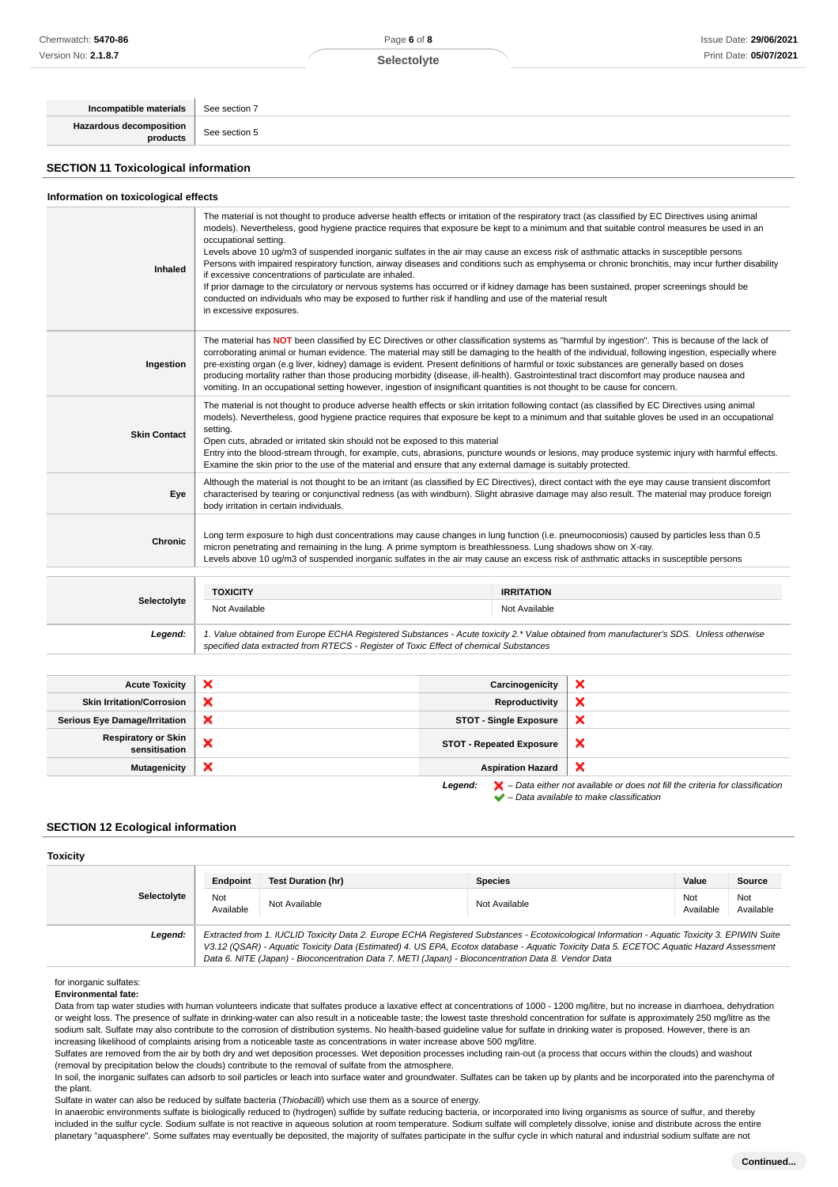| | |
|---|---|
| **Incompatible materials** | See section 7 |
| **Hazardous decomposition products** | See section 5 |

## SECTION 11 Toxicological information

### Information on toxicological effects

| | |
|---|---|
| **Inhaled** | The material is not thought to produce adverse health effects or irritation of the respiratory tract (as classified by EC Directives using animal models). Nevertheless, good hygiene practice requires that exposure be kept to a minimum and that suitable control measures be used in an occupational setting.<br>Levels above 10 ug/m3 of suspended inorganic sulfates in the air may cause an excess risk of asthmatic attacks in susceptible persons<br>Persons with impaired respiratory function, airway diseases and conditions such as emphysema or chronic bronchitis, may incur further disability if excessive concentrations of particulate are inhaled.<br>If prior damage to the circulatory or nervous systems has occurred or if kidney damage has been sustained, proper screenings should be conducted on individuals who may be exposed to further risk if handling and use of the material result<br>in excessive exposures. |
| **Ingestion** | The material has **NOT** been classified by EC Directives or other classification systems as "harmful by ingestion". This is because of the lack of corroborating animal or human evidence. The material may still be damaging to the health of the individual, following ingestion, especially where pre-existing organ (e.g liver, kidney) damage is evident. Present definitions of harmful or toxic substances are generally based on doses producing mortality rather than those producing morbidity (disease, ill-health). Gastrointestinal tract discomfort may produce nausea and vomiting. In an occupational setting however, ingestion of insignificant quantities is not thought to be cause for concern. |
| **Skin Contact** | The material is not thought to produce adverse health effects or skin irritation following contact (as classified by EC Directives using animal models). Nevertheless, good hygiene practice requires that exposure be kept to a minimum and that suitable gloves be used in an occupational setting.<br>Open cuts, abraded or irritated skin should not be exposed to this material<br>Entry into the blood-stream through, for example, cuts, abrasions, puncture wounds or lesions, may produce systemic injury with harmful effects. Examine the skin prior to the use of the material and ensure that any external damage is suitably protected. |
| **Eye** | Although the material is not thought to be an irritant (as classified by EC Directives), direct contact with the eye may cause transient discomfort characterised by tearing or conjunctival redness (as with windburn). Slight abrasive damage may also result. The material may produce foreign body irritation in certain individuals. |
| **Chronic** | Long term exposure to high dust concentrations may cause changes in lung function (i.e. pneumoconiosis) caused by particles less than 0.5 micron penetrating and remaining in the lung. A prime symptom is breathlessness. Lung shadows show on X-ray.<br>Levels above 10 ug/m3 of suspended inorganic sulfates in the air may cause an excess risk of asthmatic attacks in susceptible persons |

| | TOXICITY | IRRITATION |
|---|---|---|
| **Selectolyte** | Not Available | Not Available |
| ***Legend:*** | *1. Value obtained from Europe ECHA Registered Substances - Acute toxicity 2.\* Value obtained from manufacturer's SDS. Unless otherwise specified data extracted from RTECS - Register of Toxic Effect of chemical Substances* | |

| | | | |
|---|---|---|---|
| **Acute Toxicity** | ✘ | **Carcinogenicity** | ✘ |
| **Skin Irritation/Corrosion** | ✘ | **Reproductivity** | ✘ |
| **Serious Eye Damage/Irritation** | ✘ | **STOT - Single Exposure** | ✘ |
| **Respiratory or Skin sensitisation** | ✘ | **STOT - Repeated Exposure** | ✘ |
| **Mutagenicity** | ✘ | **Aspiration Hazard** | ✘ |

***Legend:*** ✘ *– Data either not available or does not fill the criteria for classification*
✔ *– Data available to make classification*

## SECTION 12 Ecological information

### Toxicity

| | Endpoint | Test Duration (hr) | Species | Value | Source |
|---|---|---|---|---|---|
| **Selectolyte** | Not Available | Not Available | Not Available | Not Available | Not Available |
| ***Legend:*** | *Extracted from 1. IUCLID Toxicity Data 2. Europe ECHA Registered Substances - Ecotoxicological Information - Aquatic Toxicity 3. EPIWIN Suite V3.12 (QSAR) - Aquatic Toxicity Data (Estimated) 4. US EPA, Ecotox database - Aquatic Toxicity Data 5. ECETOC Aquatic Hazard Assessment Data 6. NITE (Japan) - Bioconcentration Data 7. METI (Japan) - Bioconcentration Data 8. Vendor Data* | | | | |

for inorganic sulfates:
**Environmental fate:**
Data from tap water studies with human volunteers indicate that sulfates produce a laxative effect at concentrations of 1000 - 1200 mg/litre, but no increase in diarrhoea, dehydration or weight loss. The presence of sulfate in drinking-water can also result in a noticeable taste; the lowest taste threshold concentration for sulfate is approximately 250 mg/litre as the sodium salt. Sulfate may also contribute to the corrosion of distribution systems. No health-based guideline value for sulfate in drinking water is proposed. However, there is an increasing likelihood of complaints arising from a noticeable taste as concentrations in water increase above 500 mg/litre.
Sulfates are removed from the air by both dry and wet deposition processes. Wet deposition processes including rain-out (a process that occurs within the clouds) and washout (removal by precipitation below the clouds) contribute to the removal of sulfate from the atmosphere.
In soil, the inorganic sulfates can adsorb to soil particles or leach into surface water and groundwater. Sulfates can be taken up by plants and be incorporated into the parenchyma of the plant.
Sulfate in water can also be reduced by sulfate bacteria (*Thiobacilli*) which use them as a source of energy.
In anaerobic environments sulfate is biologically reduced to (hydrogen) sulfide by sulfate reducing bacteria, or incorporated into living organisms as source of sulfur, and thereby included in the sulfur cycle. Sodium sulfate is not reactive in aqueous solution at room temperature. Sodium sulfate will completely dissolve, ionise and distribute across the entire planetary "aquasphere". Some sulfates may eventually be deposited, the majority of sulfates participate in the sulfur cycle in which natural and industrial sodium sulfate are not

**Continued...**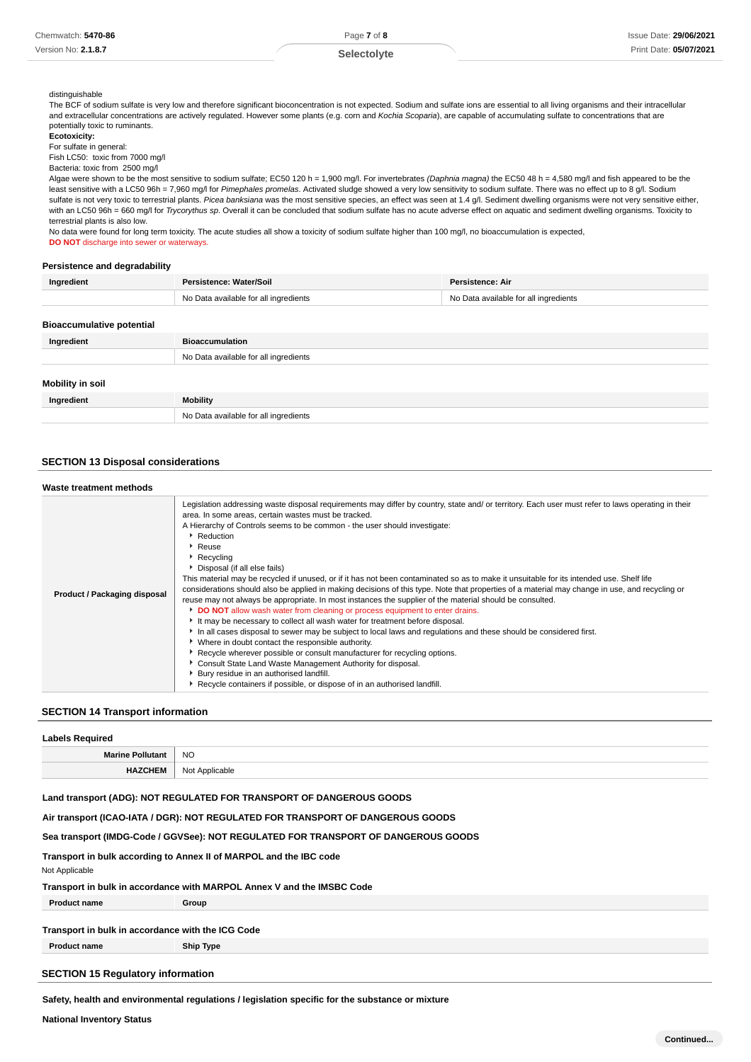distinguishable
The BCF of sodium sulfate is very low and therefore significant bioconcentration is not expected. Sodium and sulfate ions are essential to all living organisms and their intracellular and extracellular concentrations are actively regulated. However some plants (e.g. corn and *Kochia Scoparia*), are capable of accumulating sulfate to concentrations that are potentially toxic to ruminants.

**Ecotoxicity:**

For sulfate in general:
Fish LC50: toxic from 7000 mg/l
Bacteria: toxic from 2500 mg/l

Algae were shown to be the most sensitive to sodium sulfate; EC50 120 h = 1,900 mg/l. For invertebrates *(Daphnia magna)* the EC50 48 h = 4,580 mg/l and fish appeared to be the least sensitive with a LC50 96h = 7,960 mg/l for *Pimephales promelas*. Activated sludge showed a very low sensitivity to sodium sulfate. There was no effect up to 8 g/l. Sodium sulfate is not very toxic to terrestrial plants. *Picea banksiana* was the most sensitive species, an effect was seen at 1.4 g/l. Sediment dwelling organisms were not very sensitive either, with an LC50 96h = 660 mg/l for *Trycorythus sp.* Overall it can be concluded that sodium sulfate has no acute adverse effect on aquatic and sediment dwelling organisms. Toxicity to terrestrial plants is also low.

No data were found for long term toxicity. The acute studies all show a toxicity of sodium sulfate higher than 100 mg/l, no bioaccumulation is expected,

**DO NOT** discharge into sewer or waterways.

### Persistence and degradability

| Ingredient | Persistence: Water/Soil | Persistence: Air |
|---|---|---|
| | No Data available for all ingredients | No Data available for all ingredients |

### Bioaccumulative potential

| Ingredient | Bioaccumulation |
|---|---|
| | No Data available for all ingredients |

### Mobility in soil

| Ingredient | Mobility |
|---|---|
| | No Data available for all ingredients |

## SECTION 13 Disposal considerations

### Waste treatment methods

| | |
|---|---|
| **Product / Packaging disposal** | Legislation addressing waste disposal requirements may differ by country, state and/ or territory. Each user must refer to laws operating in their area. In some areas, certain wastes must be tracked.<br>A Hierarchy of Controls seems to be common - the user should investigate:<br>‣ Reduction<br>‣ Reuse<br>‣ Recycling<br>‣ Disposal (if all else fails)<br>This material may be recycled if unused, or if it has not been contaminated so as to make it unsuitable for its intended use. Shelf life considerations should also be applied in making decisions of this type. Note that properties of a material may change in use, and recycling or reuse may not always be appropriate. In most instances the supplier of the material should be consulted.<br>‣ **DO NOT** allow wash water from cleaning or process equipment to enter drains.<br>‣ It may be necessary to collect all wash water for treatment before disposal.<br>‣ In all cases disposal to sewer may be subject to local laws and regulations and these should be considered first.<br>‣ Where in doubt contact the responsible authority.<br>‣ Recycle wherever possible or consult manufacturer for recycling options.<br>‣ Consult State Land Waste Management Authority for disposal.<br>‣ Bury residue in an authorised landfill.<br>‣ Recycle containers if possible, or dispose of in an authorised landfill. |

## SECTION 14 Transport information

### Labels Required

| | |
|---|---|
| **Marine Pollutant** | NO |
| **HAZCHEM** | Not Applicable |

**Land transport (ADG): NOT REGULATED FOR TRANSPORT OF DANGEROUS GOODS**

**Air transport (ICAO-IATA / DGR): NOT REGULATED FOR TRANSPORT OF DANGEROUS GOODS**

**Sea transport (IMDG-Code / GGVSee): NOT REGULATED FOR TRANSPORT OF DANGEROUS GOODS**

### Transport in bulk according to Annex II of MARPOL and the IBC code

Not Applicable

### Transport in bulk in accordance with MARPOL Annex V and the IMSBC Code

| Product name | Group |
|---|---|

### Transport in bulk in accordance with the ICG Code

| Product name | Ship Type |
|---|---|

## SECTION 15 Regulatory information

**Safety, health and environmental regulations / legislation specific for the substance or mixture**

**National Inventory Status**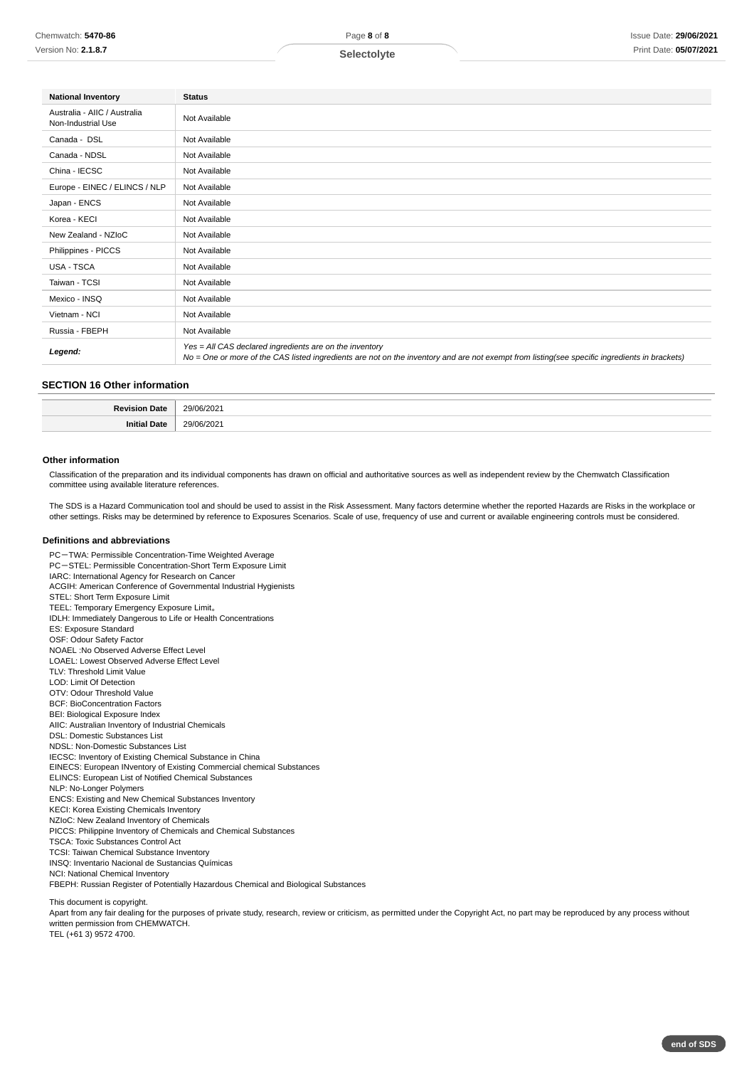| National Inventory | Status |
| --- | --- |
| Australia - AIIC / Australia Non-Industrial Use | Not Available |
| Canada - DSL | Not Available |
| Canada - NDSL | Not Available |
| China - IECSC | Not Available |
| Europe - EINEC / ELINCS / NLP | Not Available |
| Japan - ENCS | Not Available |
| Korea - KECI | Not Available |
| New Zealand - NZIoC | Not Available |
| Philippines - PICCS | Not Available |
| USA - TSCA | Not Available |
| Taiwan - TCSI | Not Available |
| Mexico - INSQ | Not Available |
| Vietnam - NCI | Not Available |
| Russia - FBEPH | Not Available |
| ***Legend:*** | *Yes = All CAS declared ingredients are on the inventory*<br>*No = One or more of the CAS listed ingredients are not on the inventory and are not exempt from listing(see specific ingredients in brackets)* |

## SECTION 16 Other information

| | |
| --- | --- |
| **Revision Date** | 29/06/2021 |
| **Initial Date** | 29/06/2021 |

### Other information

Classification of the preparation and its individual components has drawn on official and authoritative sources as well as independent review by the Chemwatch Classification committee using available literature references.

The SDS is a Hazard Communication tool and should be used to assist in the Risk Assessment. Many factors determine whether the reported Hazards are Risks in the workplace or other settings. Risks may be determined by reference to Exposures Scenarios. Scale of use, frequency of use and current or available engineering controls must be considered.

### Definitions and abbreviations

PC－TWA: Permissible Concentration-Time Weighted Average
PC－STEL: Permissible Concentration-Short Term Exposure Limit
IARC: International Agency for Research on Cancer
ACGIH: American Conference of Governmental Industrial Hygienists
STEL: Short Term Exposure Limit
TEEL: Temporary Emergency Exposure Limit。
IDLH: Immediately Dangerous to Life or Health Concentrations
ES: Exposure Standard
OSF: Odour Safety Factor
NOAEL :No Observed Adverse Effect Level
LOAEL: Lowest Observed Adverse Effect Level
TLV: Threshold Limit Value
LOD: Limit Of Detection
OTV: Odour Threshold Value
BCF: BioConcentration Factors
BEI: Biological Exposure Index
AIIC: Australian Inventory of Industrial Chemicals
DSL: Domestic Substances List
NDSL: Non-Domestic Substances List
IECSC: Inventory of Existing Chemical Substance in China
EINECS: European INventory of Existing Commercial chemical Substances
ELINCS: European List of Notified Chemical Substances
NLP: No-Longer Polymers
ENCS: Existing and New Chemical Substances Inventory
KECI: Korea Existing Chemicals Inventory
NZIoC: New Zealand Inventory of Chemicals
PICCS: Philippine Inventory of Chemicals and Chemical Substances
TSCA: Toxic Substances Control Act
TCSI: Taiwan Chemical Substance Inventory
INSQ: Inventario Nacional de Sustancias Químicas
NCI: National Chemical Inventory
FBEPH: Russian Register of Potentially Hazardous Chemical and Biological Substances

This document is copyright.
Apart from any fair dealing for the purposes of private study, research, review or criticism, as permitted under the Copyright Act, no part may be reproduced by any process without written permission from CHEMWATCH.
TEL (+61 3) 9572 4700.

end of SDS